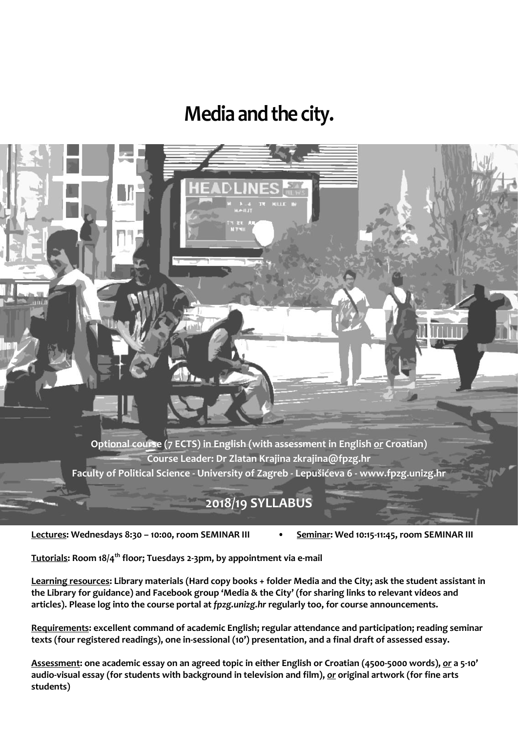# Media and the city.

**Optional course (7 ECTS) in English (with assessment in English *or* Croatian)**
**Course Leader: Dr Zlatan Krajina zkrajina@fpzg.hr**
**Faculty of Political Science - University of Zagreb - Lepušićeva 6 - www.fpzg.unizg.hr**

## 2018/19 SYLLABUS

**Lectures: Wednesdays 8:30 – 10:00, room SEMINAR III • Seminar: Wed 10:15-11:45, room SEMINAR III**

**Tutorials: Room 18/4th floor; Tuesdays 2-3pm, by appointment via e-mail**

**Learning resources: Library materials (Hard copy books + folder Media and the City; ask the student assistant in the Library for guidance) and Facebook group 'Media & the City' (for sharing links to relevant videos and articles). Please log into the course portal at *fpzg.unizg.hr* regularly too, for course announcements.**

**Requirements: excellent command of academic English; regular attendance and participation; reading seminar texts (four registered readings), one in-sessional (10') presentation, and a final draft of assessed essay.**

**Assessment: one academic essay on an agreed topic in either English or Croatian (4500-5000 words), *or* a 5-10' audio-visual essay (for students with background in television and film), *or* original artwork (for fine arts students)**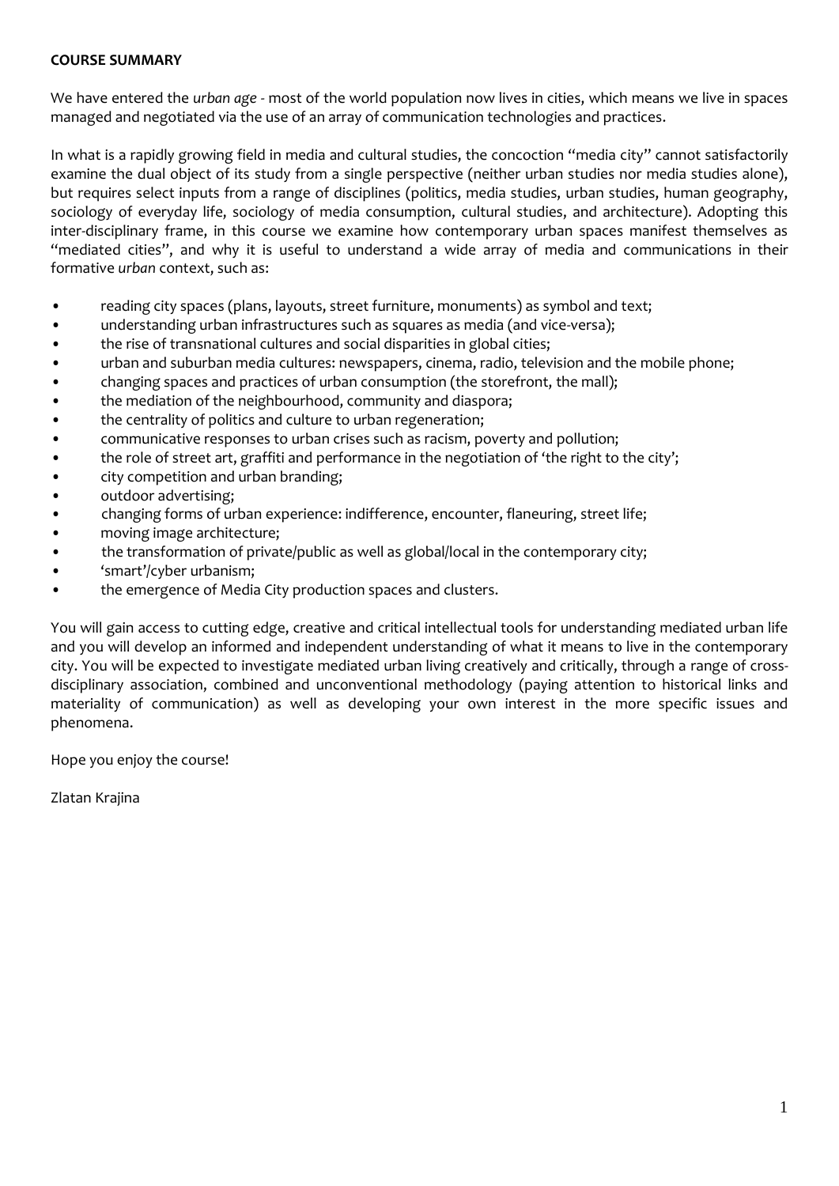**COURSE SUMMARY**

We have entered the *urban age* - most of the world population now lives in cities, which means we live in spaces managed and negotiated via the use of an array of communication technologies and practices.

In what is a rapidly growing field in media and cultural studies, the concoction "media city" cannot satisfactorily examine the dual object of its study from a single perspective (neither urban studies nor media studies alone), but requires select inputs from a range of disciplines (politics, media studies, urban studies, human geography, sociology of everyday life, sociology of media consumption, cultural studies, and architecture). Adopting this inter-disciplinary frame, in this course we examine how contemporary urban spaces manifest themselves as "mediated cities", and why it is useful to understand a wide array of media and communications in their formative *urban* context, such as:

- reading city spaces (plans, layouts, street furniture, monuments) as symbol and text;
- understanding urban infrastructures such as squares as media (and vice-versa);
- the rise of transnational cultures and social disparities in global cities;
- urban and suburban media cultures: newspapers, cinema, radio, television and the mobile phone;
- changing spaces and practices of urban consumption (the storefront, the mall);
- the mediation of the neighbourhood, community and diaspora;
- the centrality of politics and culture to urban regeneration;
- communicative responses to urban crises such as racism, poverty and pollution;
- the role of street art, graffiti and performance in the negotiation of 'the right to the city';
- city competition and urban branding;
- outdoor advertising;
- changing forms of urban experience: indifference, encounter, flaneuring, street life;
- moving image architecture;
- the transformation of private/public as well as global/local in the contemporary city;
- 'smart'/cyber urbanism;
- the emergence of Media City production spaces and clusters.

You will gain access to cutting edge, creative and critical intellectual tools for understanding mediated urban life and you will develop an informed and independent understanding of what it means to live in the contemporary city. You will be expected to investigate mediated urban living creatively and critically, through a range of cross-disciplinary association, combined and unconventional methodology (paying attention to historical links and materiality of communication) as well as developing your own interest in the more specific issues and phenomena.

Hope you enjoy the course!

Zlatan Krajina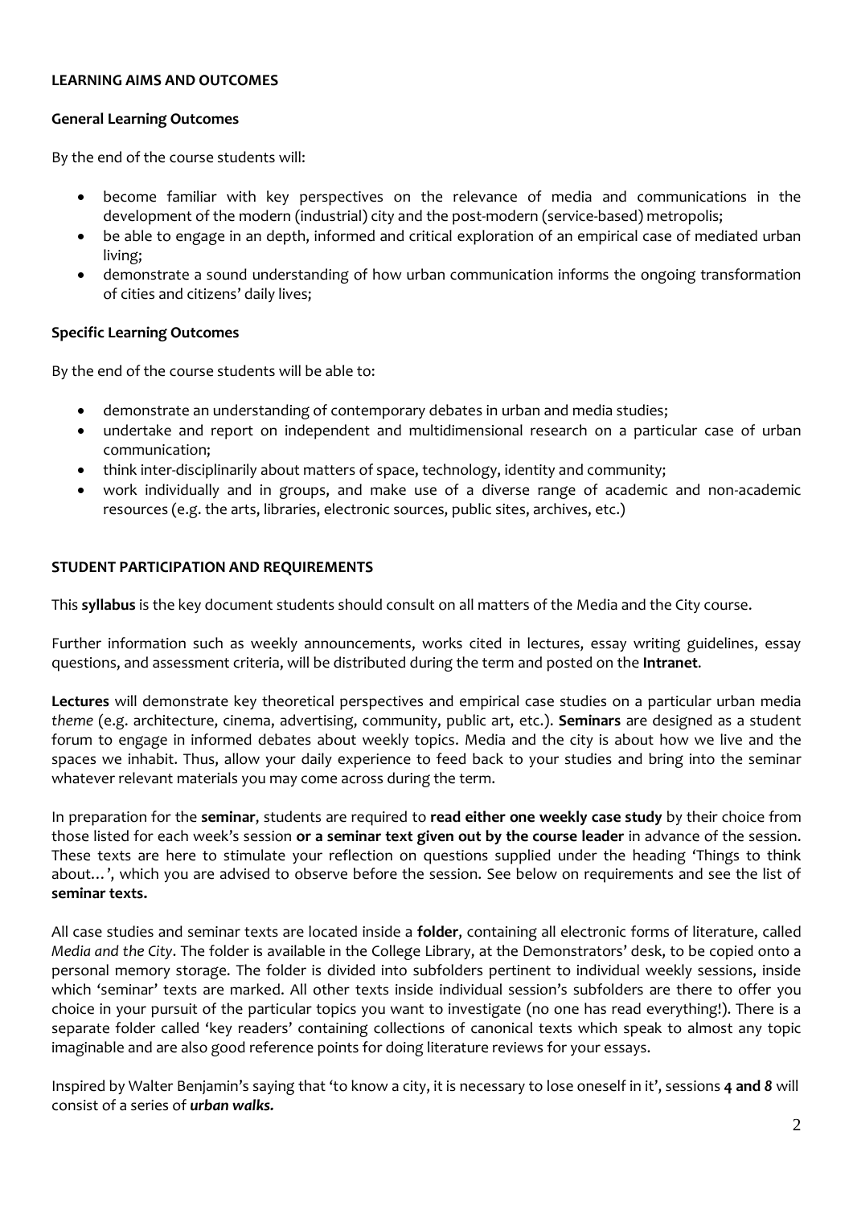**LEARNING AIMS AND OUTCOMES**

**General Learning Outcomes**

By the end of the course students will:

- become familiar with key perspectives on the relevance of media and communications in the development of the modern (industrial) city and the post-modern (service-based) metropolis;
- be able to engage in an depth, informed and critical exploration of an empirical case of mediated urban living;
- demonstrate a sound understanding of how urban communication informs the ongoing transformation of cities and citizens' daily lives;

**Specific Learning Outcomes**

By the end of the course students will be able to:

- demonstrate an understanding of contemporary debates in urban and media studies;
- undertake and report on independent and multidimensional research on a particular case of urban communication;
- think inter-disciplinarily about matters of space, technology, identity and community;
- work individually and in groups, and make use of a diverse range of academic and non-academic resources (e.g. the arts, libraries, electronic sources, public sites, archives, etc.)

**STUDENT PARTICIPATION AND REQUIREMENTS**

This **syllabus** is the key document students should consult on all matters of the Media and the City course.

Further information such as weekly announcements, works cited in lectures, essay writing guidelines, essay questions, and assessment criteria, will be distributed during the term and posted on the **Intranet**.

**Lectures** will demonstrate key theoretical perspectives and empirical case studies on a particular urban media *theme* (e.g. architecture, cinema, advertising, community, public art, etc.). **Seminars** are designed as a student forum to engage in informed debates about weekly topics. Media and the city is about how we live and the spaces we inhabit. Thus, allow your daily experience to feed back to your studies and bring into the seminar whatever relevant materials you may come across during the term.

In preparation for the **seminar**, students are required to **read either one weekly case study** by their choice from those listed for each week's session **or a seminar text given out by the course leader** in advance of the session. These texts are here to stimulate your reflection on questions supplied under the heading 'Things to think about…', which you are advised to observe before the session. See below on requirements and see the list of **seminar texts.**

All case studies and seminar texts are located inside a **folder**, containing all electronic forms of literature, called *Media and the City*. The folder is available in the College Library, at the Demonstrators' desk, to be copied onto a personal memory storage. The folder is divided into subfolders pertinent to individual weekly sessions, inside which 'seminar' texts are marked. All other texts inside individual session's subfolders are there to offer you choice in your pursuit of the particular topics you want to investigate (no one has read everything!). There is a separate folder called 'key readers' containing collections of canonical texts which speak to almost any topic imaginable and are also good reference points for doing literature reviews for your essays.

Inspired by Walter Benjamin's saying that 'to know a city, it is necessary to lose oneself in it', sessions **4 and** ***8*** will consist of a series of ***urban walks.***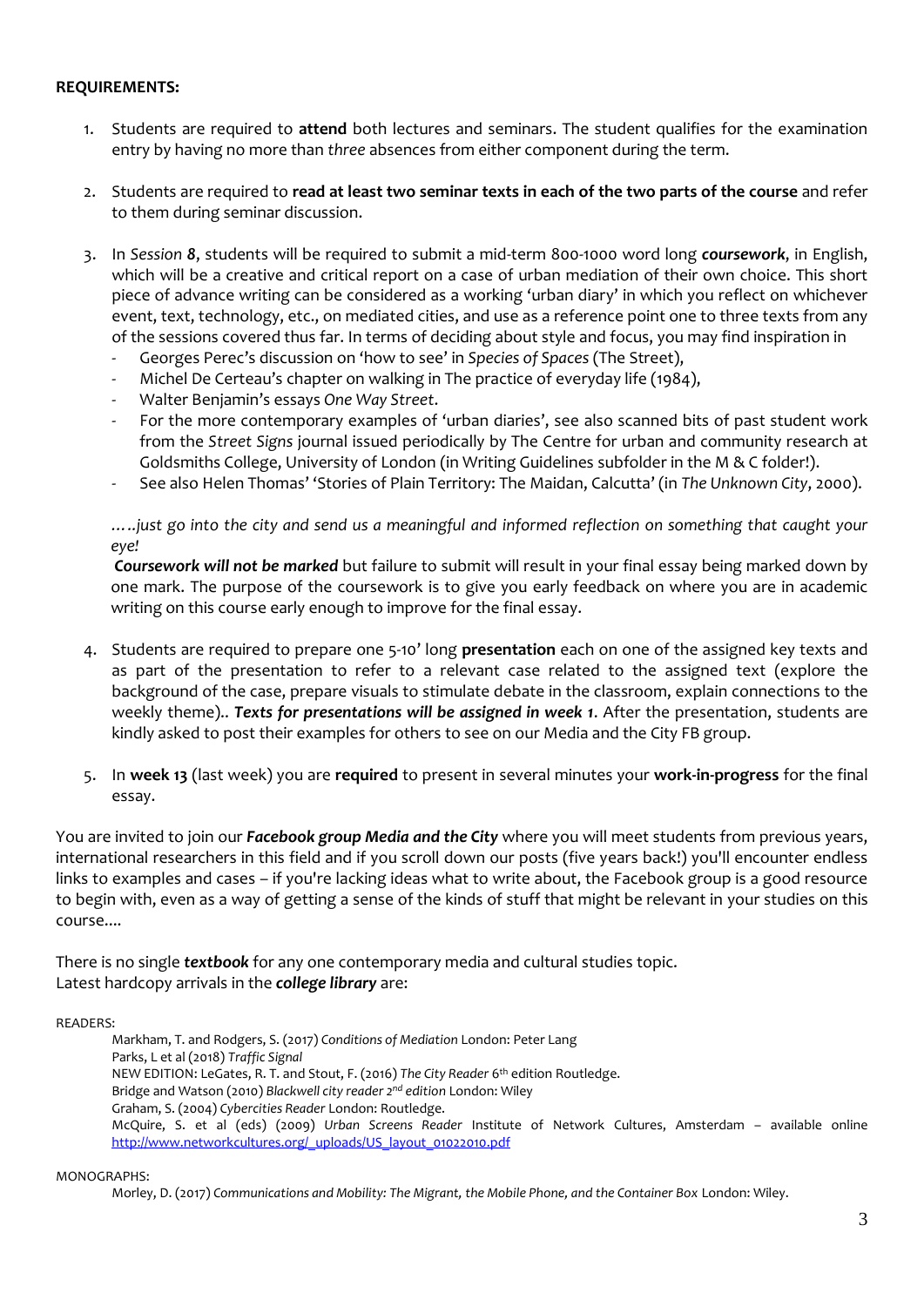**REQUIREMENTS:**

1. Students are required to **attend** both lectures and seminars. The student qualifies for the examination entry by having no more than *three* absences from either component during the term.

2. Students are required to **read at least two seminar texts in each of the two parts of the course** and refer to them during seminar discussion.

3. In *Session **8***, students will be required to submit a mid-term 800-1000 word long ***coursework***, in English, which will be a creative and critical report on a case of urban mediation of their own choice. This short piece of advance writing can be considered as a working 'urban diary' in which you reflect on whichever event, text, technology, etc., on mediated cities, and use as a reference point one to three texts from any of the sessions covered thus far. In terms of deciding about style and focus, you may find inspiration in
   - Georges Perec's discussion on 'how to see' in *Species of Spaces* (The Street),
   - Michel De Certeau's chapter on walking in The practice of everyday life (1984),
   - Walter Benjamin's essays *One Way Street*.
   - For the more contemporary examples of 'urban diaries', see also scanned bits of past student work from the *Street Signs* journal issued periodically by The Centre for urban and community research at Goldsmiths College, University of London (in Writing Guidelines subfolder in the M & C folder!).
   - See also Helen Thomas' 'Stories of Plain Territory: The Maidan, Calcutta' (in *The Unknown City*, 2000).

   *.....just go into the city and send us a meaningful and informed reflection on something that caught your eye!*

   ***Coursework will not be marked*** but failure to submit will result in your final essay being marked down by one mark. The purpose of the coursework is to give you early feedback on where you are in academic writing on this course early enough to improve for the final essay.

4. Students are required to prepare one 5-10' long **presentation** each on one of the assigned key texts and as part of the presentation to refer to a relevant case related to the assigned text (explore the background of the case, prepare visuals to stimulate debate in the classroom, explain connections to the weekly theme).. ***Texts for presentations will be assigned in week 1***. After the presentation, students are kindly asked to post their examples for others to see on our Media and the City FB group.

5. In **week 13** (last week) you are **required** to present in several minutes your **work-in-progress** for the final essay.

You are invited to join our ***Facebook group Media and the City*** where you will meet students from previous years, international researchers in this field and if you scroll down our posts (five years back!) you'll encounter endless links to examples and cases – if you're lacking ideas what to write about, the Facebook group is a good resource to begin with, even as a way of getting a sense of the kinds of stuff that might be relevant in your studies on this course....

There is no single ***textbook*** for any one contemporary media and cultural studies topic.
Latest hardcopy arrivals in the ***college library*** are:

READERS:

Markham, T. and Rodgers, S. (2017) *Conditions of Mediation* London: Peter Lang
Parks, L et al (2018) *Traffic Signal*
NEW EDITION: LeGates, R. T. and Stout, F. (2016) *The City Reader* 6th edition Routledge.
Bridge and Watson (2010) *Blackwell city reader 2nd edition* London: Wiley
Graham, S. (2004) *Cybercities Reader* London: Routledge.
McQuire, S. et al (eds) (2009) *Urban Screens Reader* Institute of Network Cultures, Amsterdam – available online http://www.networkcultures.org/_uploads/US_layout_01022010.pdf

MONOGRAPHS:

Morley, D. (2017) *Communications and Mobility: The Migrant, the Mobile Phone, and the Container Box* London: Wiley.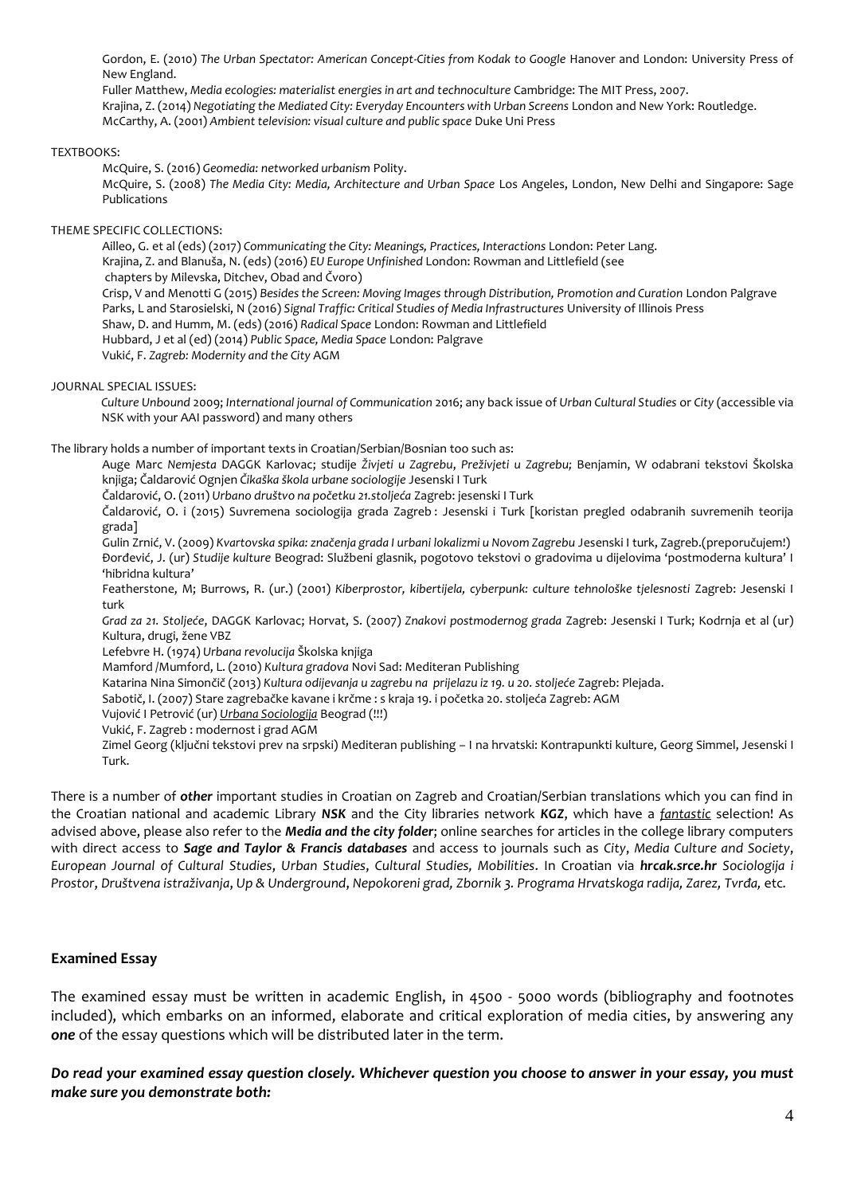Gordon, E. (2010) *The Urban Spectator: American Concept-Cities from Kodak to Google* Hanover and London: University Press of New England.

Fuller Matthew, *Media ecologies: materialist energies in art and technoculture* Cambridge: The MIT Press, 2007.

Krajina, Z. (2014) *Negotiating the Mediated City: Everyday Encounters with Urban Screens* London and New York: Routledge.

McCarthy, A. (2001) *Ambient television: visual culture and public space* Duke Uni Press

TEXTBOOKS:

McQuire, S. (2016) *Geomedia: networked urbanism* Polity.

McQuire, S. (2008) *The Media City: Media, Architecture and Urban Space* Los Angeles, London, New Delhi and Singapore: Sage Publications

THEME SPECIFIC COLLECTIONS:

Ailleo, G. et al (eds) (2017) *Communicating the City: Meanings, Practices, Interactions* London: Peter Lang.

Krajina, Z. and Blanuša, N. (eds) (2016) *EU Europe Unfinished* London: Rowman and Littlefield (see chapters by Milevska, Ditchev, Obad and Čvoro)

Crisp, V and Menotti G (2015) *Besides the Screen: Moving Images through Distribution, Promotion and Curation* London Palgrave

Parks, L and Starosielski, N (2016) *Signal Traffic: Critical Studies of Media Infrastructures* University of Illinois Press

Shaw, D. and Humm, M. (eds) (2016) *Radical Space* London: Rowman and Littlefield

Hubbard, J et al (ed) (2014) *Public Space, Media Space* London: Palgrave

Vukić, F. *Zagreb: Modernity and the City* AGM

JOURNAL SPECIAL ISSUES:

*Culture Unbound* 2009; *International journal of Communication* 2016; any back issue of *Urban Cultural Studies* or *City* (accessible via NSK with your AAI password) and many others

The library holds a number of important texts in Croatian/Serbian/Bosnian too such as:

Auge Marc *Nemjesta* DAGGK Karlovac; studije *Živjeti u Zagrebu*, *Preživjeti u Zagrebu;* Benjamin, W odabrani tekstovi Školska knjiga; Čaldarović Ognjen *Čikaška škola urbane sociologije* Jesenski I Turk

Čaldarović, O. (2011) *Urbano društvo na početku 21.stoljeća* Zagreb: jesenski I Turk

Čaldarović, O. i (2015) Suvremena sociologija grada Zagreb : Jesenski i Turk [koristan pregled odabranih suvremenih teorija grada]

Gulin Zrnić, V. (2009) *Kvartovska spika: značenja grada I urbani lokalizmi u Novom Zagrebu* Jesenski I turk, Zagreb.(preporučujem!)

Đorđević, J. (ur) *Studije kulture* Beograd: Službeni glasnik, pogotovo tekstovi o gradovima u dijelovima 'postmoderna kultura' I 'hibridna kultura'

Featherstone, M; Burrows, R. (ur.) (2001) *Kiberprostor, kibertijela, cyberpunk: culture tehnološke tjelesnosti* Zagreb: Jesenski I turk

*Grad za 21. Stoljeće*, DAGGK Karlovac; Horvat, S. (2007) *Znakovi postmodernog grada* Zagreb: Jesenski I Turk; Kodrnja et al (ur) Kultura, drugi, žene VBZ

Lefebvre H. (1974) *Urbana revolucija* Školska knjiga

Mamford /Mumford, L. (2010) *Kultura gradova* Novi Sad: Mediteran Publishing

Katarina Nina Simončič (2013) *Kultura odijevanja u zagrebu na prijelazu iz 19. u 20. stoljeće* Zagreb: Plejada.

Sabotič, I. (2007) Stare zagrebačke kavane i krčme : s kraja 19. i početka 20. stoljeća Zagreb: AGM

Vujović I Petrović (ur) *Urbana Sociologija* Beograd (!!!)

Vukić, F. Zagreb : modernost i grad AGM

Zimel Georg (ključni tekstovi prev na srpski) Mediteran publishing – I na hrvatski: Kontrapunkti kulture, Georg Simmel, Jesenski I Turk.

There is a number of ***other*** important studies in Croatian on Zagreb and Croatian/Serbian translations which you can find in the Croatian national and academic Library ***NSK*** and the City libraries network ***KGZ***, which have a *fantastic* selection! As advised above, please also refer to the ***Media and the city folder***; online searches for articles in the college library computers with direct access to ***Sage and Taylor & Francis databases*** and access to journals such as *City*, *Media Culture and Society*, *European Journal of Cultural Studies*, *Urban Studies*, *Cultural Studies, Mobilities*. In Croatian via ***hrcak.srce.hr*** *Sociologija i Prostor*, *Društvena istraživanja*, *Up & Underground*, *Nepokoreni grad, Zbornik 3. Programa Hrvatskoga radija, Zarez, Tvrđa,* etc.

## Examined Essay

The examined essay must be written in academic English, in 4500 - 5000 words (bibliography and footnotes included), which embarks on an informed, elaborate and critical exploration of media cities, by answering any ***one*** of the essay questions which will be distributed later in the term.

***Do read your examined essay question closely. Whichever question you choose to answer in your essay, you must make sure you demonstrate both:***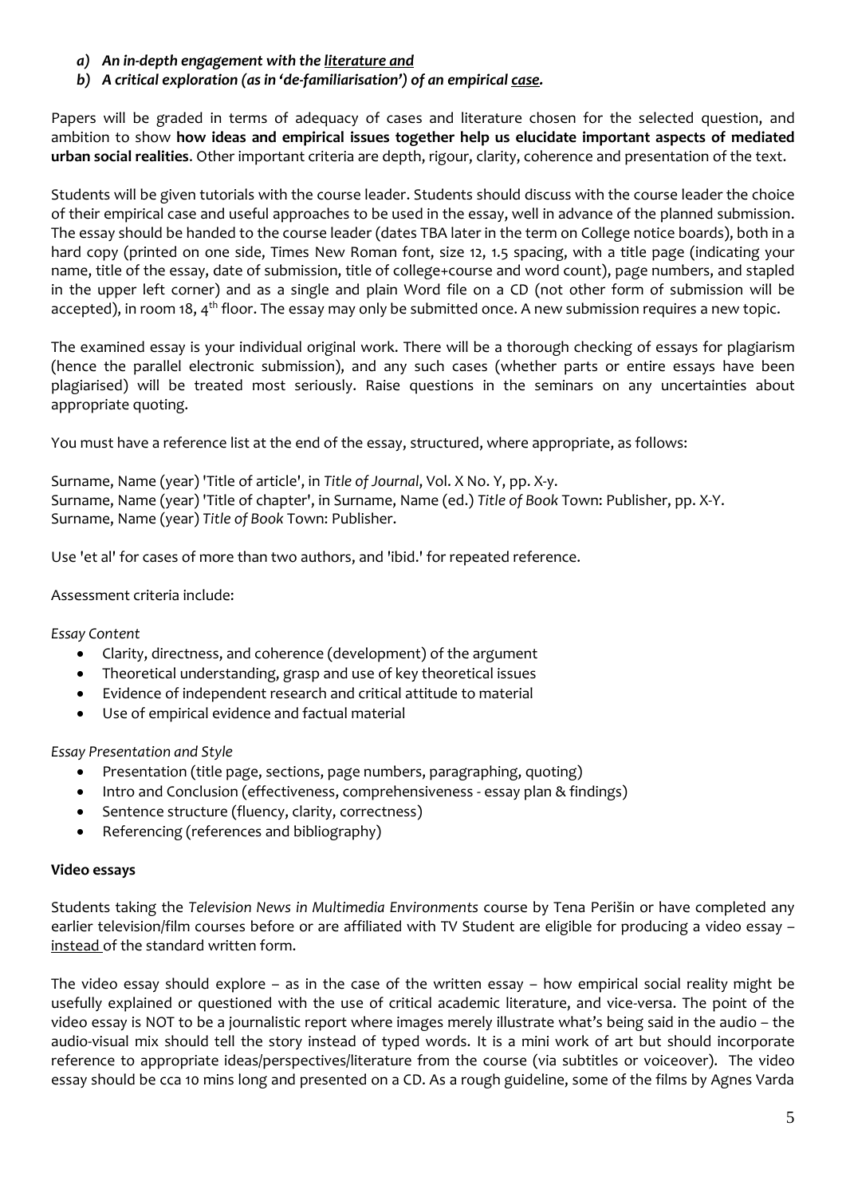a) ***An in-depth engagement with the <u>literature and</u>***
b) ***A critical exploration (as in 'de-familiarisation') of an empirical <u>case</u>.***

Papers will be graded in terms of adequacy of cases and literature chosen for the selected question, and ambition to show **how ideas and empirical issues together help us elucidate important aspects of mediated urban social realities**. Other important criteria are depth, rigour, clarity, coherence and presentation of the text.

Students will be given tutorials with the course leader. Students should discuss with the course leader the choice of their empirical case and useful approaches to be used in the essay, well in advance of the planned submission. The essay should be handed to the course leader (dates TBA later in the term on College notice boards), both in a hard copy (printed on one side, Times New Roman font, size 12, 1.5 spacing, with a title page (indicating your name, title of the essay, date of submission, title of college+course and word count), page numbers, and stapled in the upper left corner) and as a single and plain Word file on a CD (not other form of submission will be accepted), in room 18, 4th floor. The essay may only be submitted once. A new submission requires a new topic.

The examined essay is your individual original work. There will be a thorough checking of essays for plagiarism (hence the parallel electronic submission), and any such cases (whether parts or entire essays have been plagiarised) will be treated most seriously. Raise questions in the seminars on any uncertainties about appropriate quoting.

You must have a reference list at the end of the essay, structured, where appropriate, as follows:

Surname, Name (year) 'Title of article', in *Title of Journal*, Vol. X No. Y, pp. X-y.
Surname, Name (year) 'Title of chapter', in Surname, Name (ed.) *Title of Book* Town: Publisher, pp. X-Y.
Surname, Name (year) *Title of Book* Town: Publisher.

Use 'et al' for cases of more than two authors, and 'ibid.' for repeated reference.

Assessment criteria include:

*Essay Content*

- Clarity, directness, and coherence (development) of the argument
- Theoretical understanding, grasp and use of key theoretical issues
- Evidence of independent research and critical attitude to material
- Use of empirical evidence and factual material

*Essay Presentation and Style*

- Presentation (title page, sections, page numbers, paragraphing, quoting)
- Intro and Conclusion (effectiveness, comprehensiveness - essay plan & findings)
- Sentence structure (fluency, clarity, correctness)
- Referencing (references and bibliography)

**Video essays**

Students taking the *Television News in Multimedia Environments* course by Tena Perišin or have completed any earlier television/film courses before or are affiliated with TV Student are eligible for producing a video essay – <u>instead</u> of the standard written form.

The video essay should explore – as in the case of the written essay – how empirical social reality might be usefully explained or questioned with the use of critical academic literature, and vice-versa. The point of the video essay is NOT to be a journalistic report where images merely illustrate what's being said in the audio – the audio-visual mix should tell the story instead of typed words. It is a mini work of art but should incorporate reference to appropriate ideas/perspectives/literature from the course (via subtitles or voiceover). The video essay should be cca 10 mins long and presented on a CD. As a rough guideline, some of the films by Agnes Varda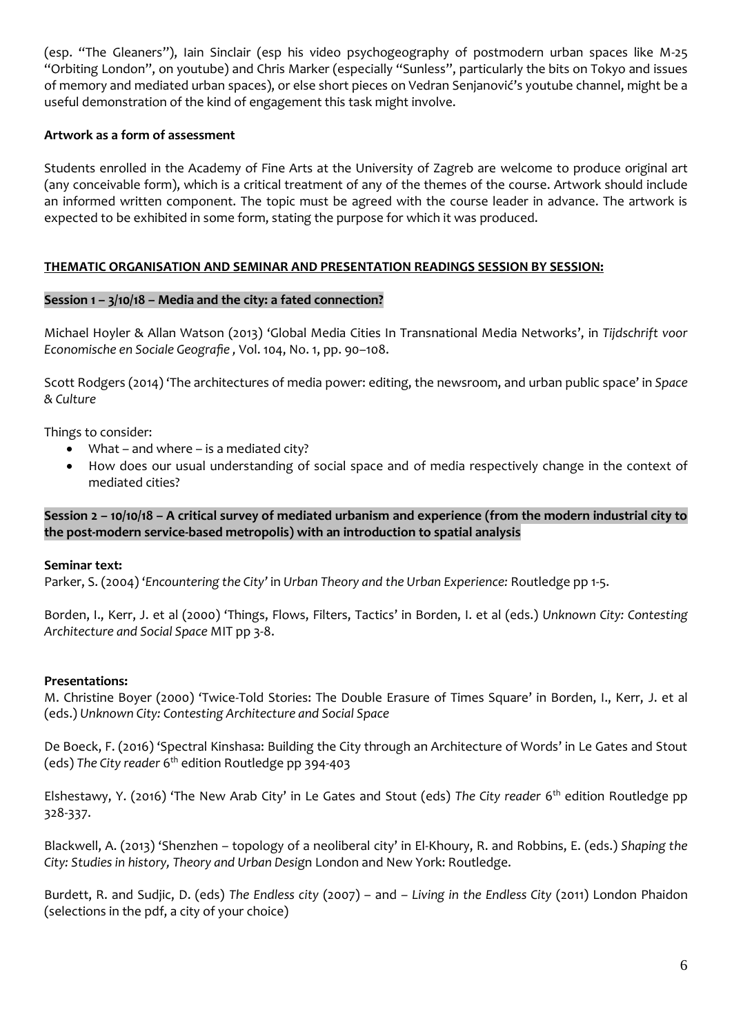(esp. "The Gleaners"), Iain Sinclair (esp his video psychogeography of postmodern urban spaces like M-25 "Orbiting London", on youtube) and Chris Marker (especially "Sunless", particularly the bits on Tokyo and issues of memory and mediated urban spaces), or else short pieces on Vedran Senjanović's youtube channel, might be a useful demonstration of the kind of engagement this task might involve.

**Artwork as a form of assessment**

Students enrolled in the Academy of Fine Arts at the University of Zagreb are welcome to produce original art (any conceivable form), which is a critical treatment of any of the themes of the course. Artwork should include an informed written component. The topic must be agreed with the course leader in advance. The artwork is expected to be exhibited in some form, stating the purpose for which it was produced.

## THEMATIC ORGANISATION AND SEMINAR AND PRESENTATION READINGS SESSION BY SESSION:

### Session 1 – 3/10/18 – Media and the city: a fated connection?

Michael Hoyler & Allan Watson (2013) 'Global Media Cities In Transnational Media Networks', in *Tijdschrift voor Economische en Sociale Geografie ,* Vol. 104, No. 1, pp. 90–108.

Scott Rodgers (2014) 'The architectures of media power: editing, the newsroom, and urban public space' in *Space & Culture*

Things to consider:

- What – and where – is a mediated city?
- How does our usual understanding of social space and of media respectively change in the context of mediated cities?

### Session 2 – 10/10/18 – A critical survey of mediated urbanism and experience (from the modern industrial city to the post-modern service-based metropolis) with an introduction to spatial analysis

**Seminar text:**

Parker, S. (2004) '*Encountering the City'* in *Urban Theory and the Urban Experience:* Routledge pp 1-5.

Borden, I., Kerr, J. et al (2000) 'Things, Flows, Filters, Tactics' in Borden, I. et al (eds.) *Unknown City: Contesting Architecture and Social Space* MIT pp 3-8.

**Presentations:**

M. Christine Boyer (2000) 'Twice-Told Stories: The Double Erasure of Times Square' in Borden, I., Kerr, J. et al (eds.) *Unknown City: Contesting Architecture and Social Space*

De Boeck, F. (2016) 'Spectral Kinshasa: Building the City through an Architecture of Words' in Le Gates and Stout (eds) *The City reader* 6th edition Routledge pp 394-403

Elshestawy, Y. (2016) 'The New Arab City' in Le Gates and Stout (eds) *The City reader* 6th edition Routledge pp 328-337.

Blackwell, A. (2013) 'Shenzhen – topology of a neoliberal city' in El-Khoury, R. and Robbins, E. (eds.) *Shaping the City: Studies in history, Theory and Urban Desi*gn London and New York: Routledge.

Burdett, R. and Sudjic, D. (eds) *The Endless city* (2007) – and – *Living in the Endless City* (2011) London Phaidon (selections in the pdf, a city of your choice)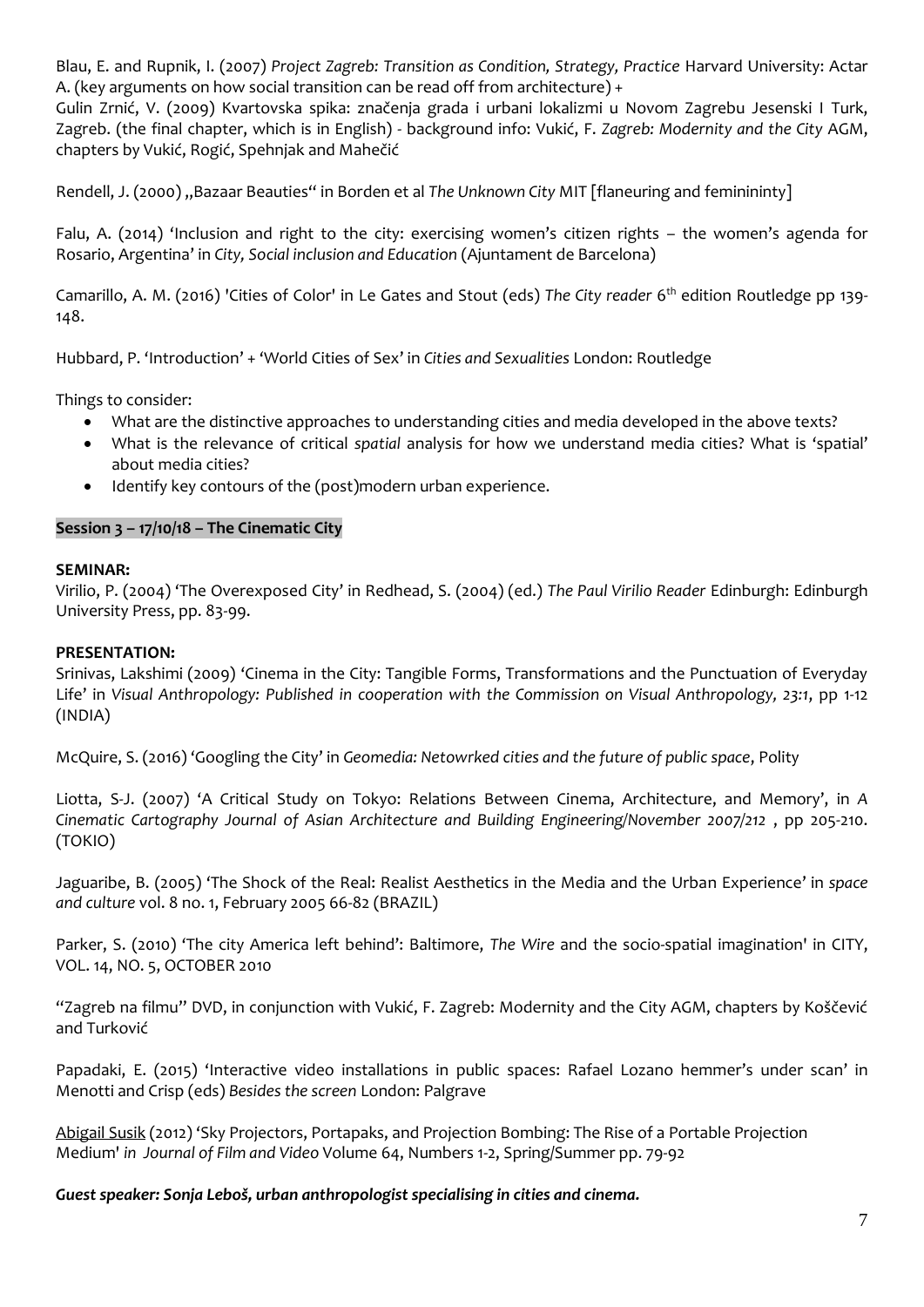Blau, E. and Rupnik, I. (2007) *Project Zagreb: Transition as Condition, Strategy, Practice* Harvard University: Actar A. (key arguments on how social transition can be read off from architecture) +
Gulin Zrnić, V. (2009) Kvartovska spika: značenja grada i urbani lokalizmi u Novom Zagrebu Jesenski I Turk, Zagreb. (the final chapter, which is in English) - background info: Vukić, F. *Zagreb: Modernity and the City* AGM, chapters by Vukić, Rogić, Spehnjak and Mahečić

Rendell, J. (2000) „Bazaar Beauties" in Borden et al *The Unknown City* MIT [flaneuring and femininInty]

Falu, A. (2014) 'Inclusion and right to the city: exercising women's citizen rights – the women's agenda for Rosario, Argentina' in *City, Social inclusion and Education* (Ajuntament de Barcelona)

Camarillo, A. M. (2016) 'Cities of Color' in Le Gates and Stout (eds) *The City reader* 6th edition Routledge pp 139-148.

Hubbard, P. 'Introduction' + 'World Cities of Sex' in *Cities and Sexualities* London: Routledge

Things to consider:

- What are the distinctive approaches to understanding cities and media developed in the above texts?
- What is the relevance of critical *spatial* analysis for how we understand media cities? What is 'spatial' about media cities?
- Identify key contours of the (post)modern urban experience.

**Session 3 – 17/10/18 – The Cinematic City**

**SEMINAR:**
Virilio, P. (2004) 'The Overexposed City' in Redhead, S. (2004) (ed.) *The Paul Virilio Reader* Edinburgh: Edinburgh University Press, pp. 83-99.

**PRESENTATION:**
Srinivas, Lakshimi (2009) 'Cinema in the City: Tangible Forms, Transformations and the Punctuation of Everyday Life' in *Visual Anthropology: Published in cooperation with the Commission on Visual Anthropology, 23:1*, pp 1-12 (INDIA)

McQuire, S. (2016) 'Googling the City' in *Geomedia: Netowrked cities and the future of public space*, Polity

Liotta, S-J. (2007) 'A Critical Study on Tokyo: Relations Between Cinema, Architecture, and Memory', in *A Cinematic Cartography Journal of Asian Architecture and Building Engineering/November 2007/212* , pp 205-210. (TOKIO)

Jaguaribe, B. (2005) 'The Shock of the Real: Realist Aesthetics in the Media and the Urban Experience' in *space and culture* vol. 8 no. 1, February 2005 66-82 (BRAZIL)

Parker, S. (2010) 'The city America left behind': Baltimore, *The Wire* and the socio-spatial imagination' in CITY, VOL. 14, NO. 5, OCTOBER 2010

"Zagreb na filmu" DVD, in conjunction with Vukić, F. Zagreb: Modernity and the City AGM, chapters by Koščević and Turković

Papadaki, E. (2015) 'Interactive video installations in public spaces: Rafael Lozano hemmer's under scan' in Menotti and Crisp (eds) *Besides the screen* London: Palgrave

Abigail Susik (2012) 'Sky Projectors, Portapaks, and Projection Bombing: The Rise of a Portable Projection Medium' *in Journal of Film and Video* Volume 64, Numbers 1-2, Spring/Summer pp. 79-92

***Guest speaker: Sonja Leboš, urban anthropologist specialising in cities and cinema.***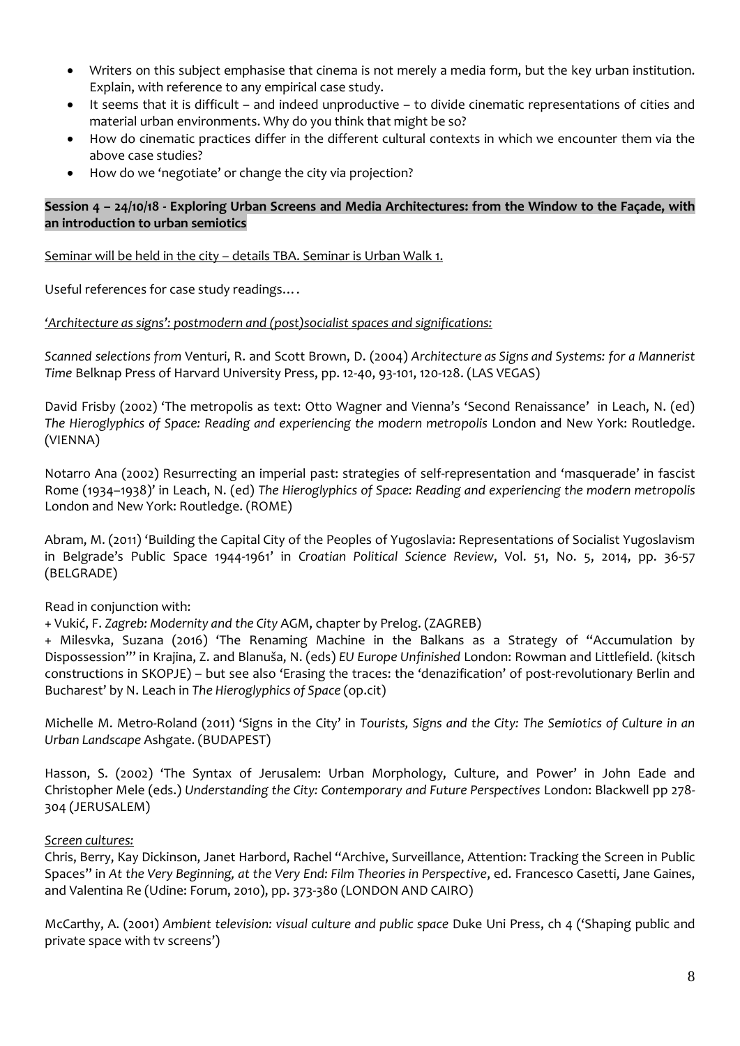- Writers on this subject emphasise that cinema is not merely a media form, but the key urban institution. Explain, with reference to any empirical case study.
- It seems that it is difficult – and indeed unproductive – to divide cinematic representations of cities and material urban environments. Why do you think that might be so?
- How do cinematic practices differ in the different cultural contexts in which we encounter them via the above case studies?
- How do we 'negotiate' or change the city via projection?

**Session 4 – 24/10/18 - Exploring Urban Screens and Media Architectures: from the Window to the Façade, with an introduction to urban semiotics**

Seminar will be held in the city – details TBA. Seminar is Urban Walk 1.

Useful references for case study readings….

*'Architecture as signs': postmodern and (post)socialist spaces and significations:*

*Scanned selections from* Venturi, R. and Scott Brown, D. (2004) *Architecture as Signs and Systems: for a Mannerist Time* Belknap Press of Harvard University Press, pp. 12-40, 93-101, 120-128. (LAS VEGAS)

David Frisby (2002) 'The metropolis as text: Otto Wagner and Vienna's 'Second Renaissance' in Leach, N. (ed) *The Hieroglyphics of Space: Reading and experiencing the modern metropolis* London and New York: Routledge. (VIENNA)

Notarro Ana (2002) Resurrecting an imperial past: strategies of self-representation and 'masquerade' in fascist Rome (1934–1938)' in Leach, N. (ed) *The Hieroglyphics of Space: Reading and experiencing the modern metropolis* London and New York: Routledge. (ROME)

Abram, M. (2011) 'Building the Capital City of the Peoples of Yugoslavia: Representations of Socialist Yugoslavism in Belgrade's Public Space 1944-1961' in *Croatian Political Science Review*, Vol. 51, No. 5, 2014, pp. 36-57 (BELGRADE)

Read in conjunction with:
+ Vukić, F. *Zagreb: Modernity and the City* AGM, chapter by Prelog. (ZAGREB)
+ Milesvka, Suzana (2016) 'The Renaming Machine in the Balkans as a Strategy of "Accumulation by Dispossession"' in Krajina, Z. and Blanuša, N. (eds) *EU Europe Unfinished* London: Rowman and Littlefield. (kitsch constructions in SKOPJE) – but see also 'Erasing the traces: the 'denazification' of post-revolutionary Berlin and Bucharest' by N. Leach in *The Hieroglyphics of Space* (op.cit)

Michelle M. Metro-Roland (2011) 'Signs in the City' in *Tourists, Signs and the City: The Semiotics of Culture in an Urban Landscape* Ashgate. (BUDAPEST)

Hasson, S. (2002) 'The Syntax of Jerusalem: Urban Morphology, Culture, and Power' in John Eade and Christopher Mele (eds.) *Understanding the City: Contemporary and Future Perspectives* London: Blackwell pp 278-304 (JERUSALEM)

*Screen cultures:*

Chris, Berry, Kay Dickinson, Janet Harbord, Rachel "Archive, Surveillance, Attention: Tracking the Screen in Public Spaces" in *At the Very Beginning, at the Very End: Film Theories in Perspective*, ed. Francesco Casetti, Jane Gaines, and Valentina Re (Udine: Forum, 2010), pp. 373-380 (LONDON AND CAIRO)

McCarthy, A. (2001) *Ambient television: visual culture and public space* Duke Uni Press, ch 4 ('Shaping public and private space with tv screens')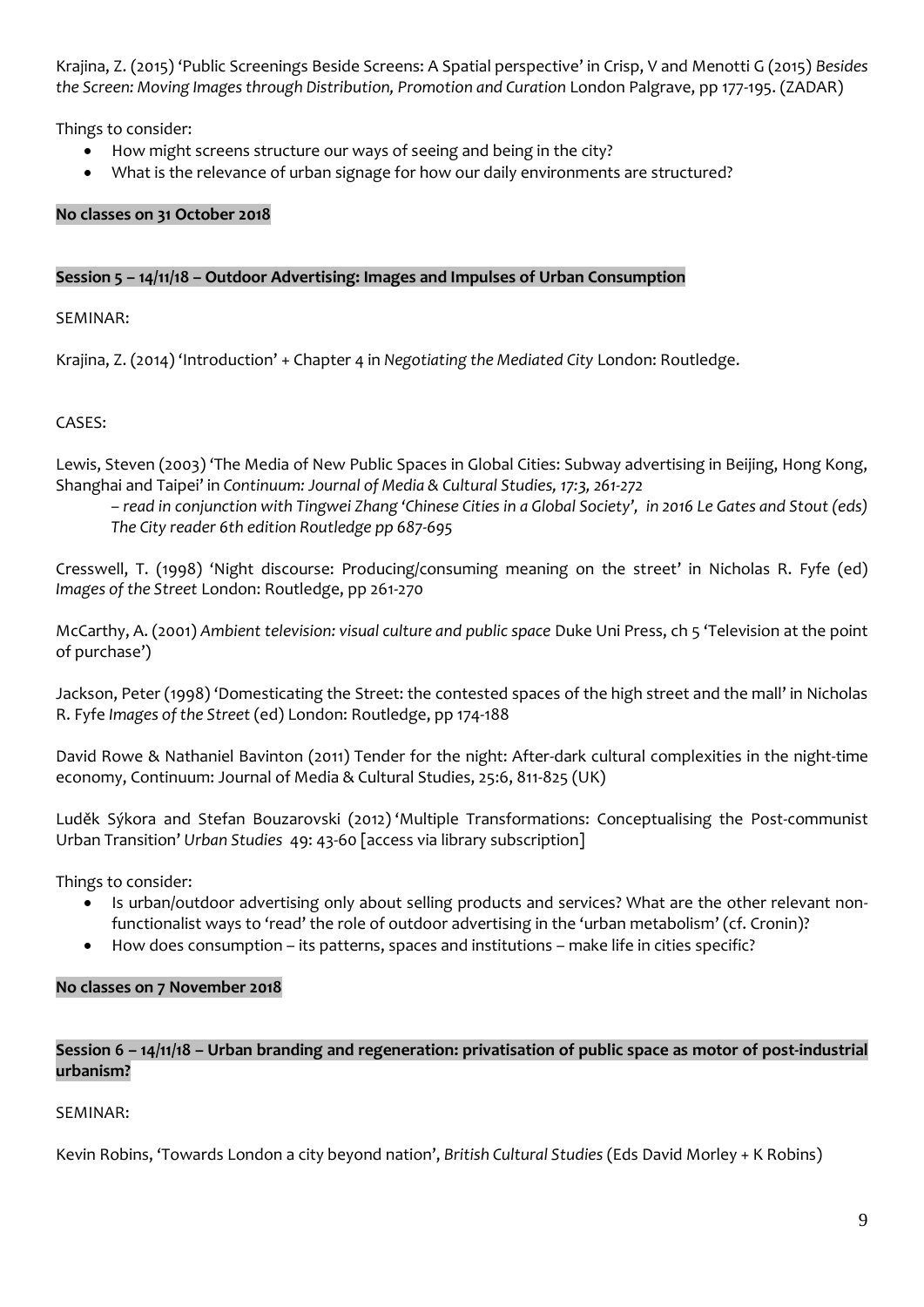Krajina, Z. (2015) 'Public Screenings Beside Screens: A Spatial perspective' in Crisp, V and Menotti G (2015) *Besides the Screen: Moving Images through Distribution, Promotion and Curation* London Palgrave, pp 177-195. (ZADAR)

Things to consider:

- How might screens structure our ways of seeing and being in the city?
- What is the relevance of urban signage for how our daily environments are structured?

**No classes on 31 October 2018**

**Session 5 – 14/11/18 – Outdoor Advertising: Images and Impulses of Urban Consumption**

SEMINAR:

Krajina, Z. (2014) 'Introduction' + Chapter 4 in *Negotiating the Mediated City* London: Routledge.

CASES:

Lewis, Steven (2003) 'The Media of New Public Spaces in Global Cities: Subway advertising in Beijing, Hong Kong, Shanghai and Taipei' in *Continuum: Journal of Media & Cultural Studies, 17:3, 261-272*

*– read in conjunction with Tingwei Zhang 'Chinese Cities in a Global Society', in 2016 Le Gates and Stout (eds) The City reader 6th edition Routledge pp 687-695*

Cresswell, T. (1998) 'Night discourse: Producing/consuming meaning on the street' in Nicholas R. Fyfe (ed) *Images of the Street* London: Routledge, pp 261-270

McCarthy, A. (2001) *Ambient television: visual culture and public space* Duke Uni Press, ch 5 'Television at the point of purchase')

Jackson, Peter (1998) 'Domesticating the Street: the contested spaces of the high street and the mall' in Nicholas R. Fyfe *Images of the Street* (ed) London: Routledge, pp 174-188

David Rowe & Nathaniel Bavinton (2011) Tender for the night: After-dark cultural complexities in the night-time economy, Continuum: Journal of Media & Cultural Studies, 25:6, 811-825 (UK)

Luděk Sýkora and Stefan Bouzarovski (2012) 'Multiple Transformations: Conceptualising the Post-communist Urban Transition' *Urban Studies* 49: 43-60 [access via library subscription]

Things to consider:

- Is urban/outdoor advertising only about selling products and services? What are the other relevant non-functionalist ways to 'read' the role of outdoor advertising in the 'urban metabolism' (cf. Cronin)?
- How does consumption – its patterns, spaces and institutions – make life in cities specific?

**No classes on 7 November 2018**

**Session 6 – 14/11/18 – Urban branding and regeneration: privatisation of public space as motor of post-industrial urbanism?**

SEMINAR:

Kevin Robins, 'Towards London a city beyond nation', *British Cultural Studies* (Eds David Morley + K Robins)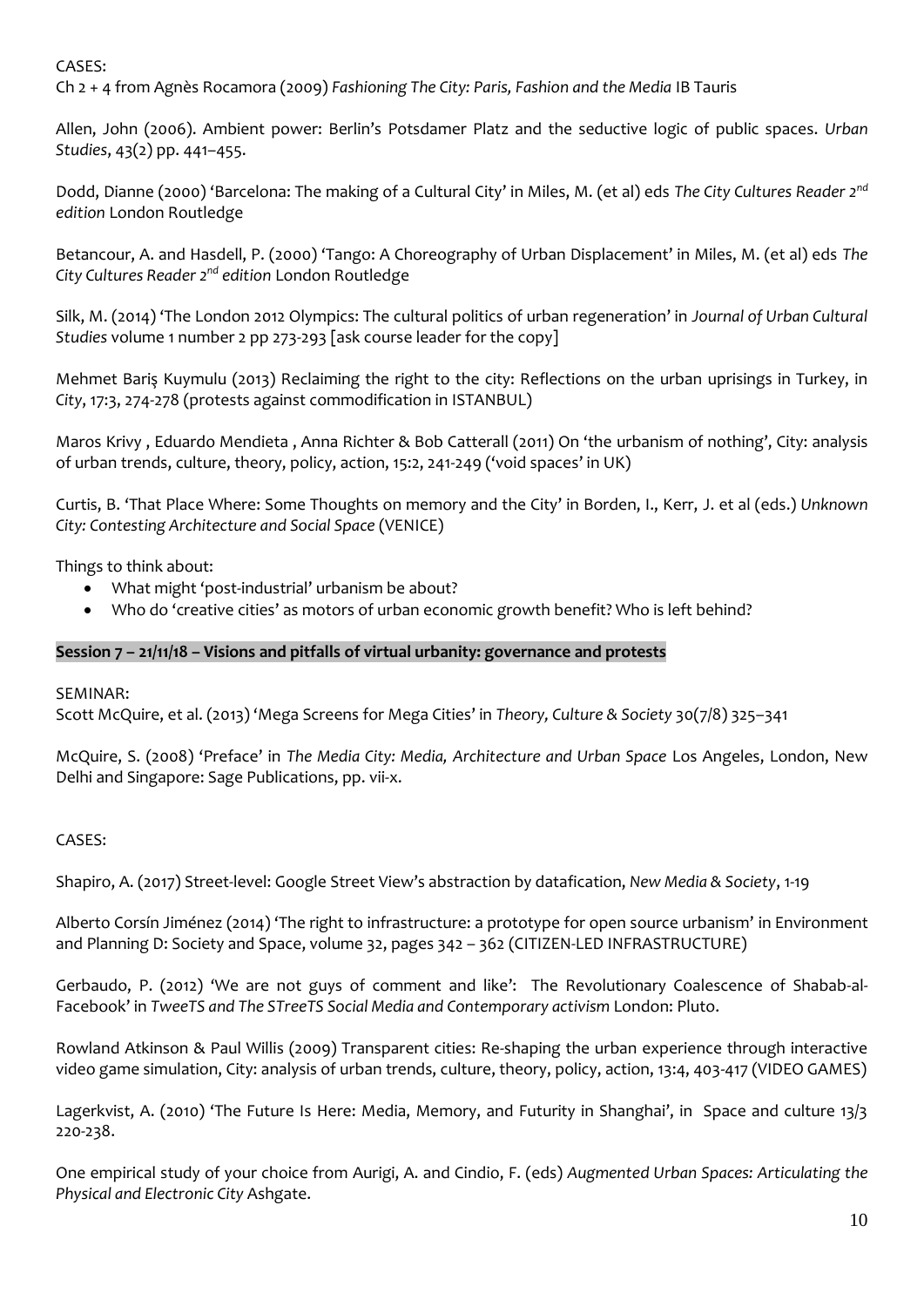CASES:
Ch 2 + 4 from Agnès Rocamora (2009) *Fashioning The City: Paris, Fashion and the Media* IB Tauris

Allen, John (2006). Ambient power: Berlin's Potsdamer Platz and the seductive logic of public spaces. *Urban Studies*, 43(2) pp. 441–455.

Dodd, Dianne (2000) 'Barcelona: The making of a Cultural City' in Miles, M. (et al) eds *The City Cultures Reader 2nd edition* London Routledge

Betancour, A. and Hasdell, P. (2000) 'Tango: A Choreography of Urban Displacement' in Miles, M. (et al) eds *The City Cultures Reader 2nd edition* London Routledge

Silk, M. (2014) 'The London 2012 Olympics: The cultural politics of urban regeneration' in *Journal of Urban Cultural Studies* volume 1 number 2 pp 273-293 [ask course leader for the copy]

Mehmet Bariş Kuymulu (2013) Reclaiming the right to the city: Reflections on the urban uprisings in Turkey, in *City*, 17:3, 274-278 (protests against commodification in ISTANBUL)

Maros Krivy , Eduardo Mendieta , Anna Richter & Bob Catterall (2011) On 'the urbanism of nothing', City: analysis of urban trends, culture, theory, policy, action, 15:2, 241-249 ('void spaces' in UK)

Curtis, B. 'That Place Where: Some Thoughts on memory and the City' in Borden, I., Kerr, J. et al (eds.) *Unknown City: Contesting Architecture and Social Space* (VENICE)

Things to think about:

- What might 'post-industrial' urbanism be about?
- Who do 'creative cities' as motors of urban economic growth benefit? Who is left behind?

**Session 7 – 21/11/18 – Visions and pitfalls of virtual urbanity: governance and protests**

SEMINAR:
Scott McQuire, et al. (2013) 'Mega Screens for Mega Cities' in *Theory, Culture & Society* 30(7/8) 325–341

McQuire, S. (2008) 'Preface' in *The Media City: Media, Architecture and Urban Space* Los Angeles, London, New Delhi and Singapore: Sage Publications, pp. vii-x.

CASES:

Shapiro, A. (2017) Street-level: Google Street View's abstraction by datafication, *New Media & Society*, 1-19

Alberto Corsín Jiménez (2014) 'The right to infrastructure: a prototype for open source urbanism' in Environment and Planning D: Society and Space, volume 32, pages 342 – 362 (CITIZEN-LED INFRASTRUCTURE)

Gerbaudo, P. (2012) 'We are not guys of comment and like': The Revolutionary Coalescence of Shabab-al-Facebook' in *TweeTS and The STreeTS Social Media and Contemporary activism* London: Pluto.

Rowland Atkinson & Paul Willis (2009) Transparent cities: Re-shaping the urban experience through interactive video game simulation, City: analysis of urban trends, culture, theory, policy, action, 13:4, 403-417 (VIDEO GAMES)

Lagerkvist, A. (2010) 'The Future Is Here: Media, Memory, and Futurity in Shanghai', in Space and culture 13/3 220-238.

One empirical study of your choice from Aurigi, A. and Cindio, F. (eds) *Augmented Urban Spaces: Articulating the Physical and Electronic City* Ashgate.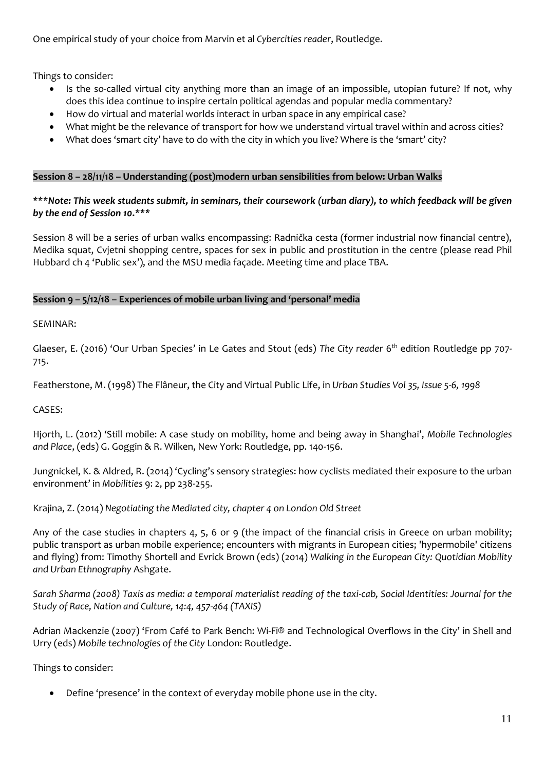One empirical study of your choice from Marvin et al *Cybercities reader*, Routledge.

Things to consider:

- Is the so-called virtual city anything more than an image of an impossible, utopian future? If not, why does this idea continue to inspire certain political agendas and popular media commentary?
- How do virtual and material worlds interact in urban space in any empirical case?
- What might be the relevance of transport for how we understand virtual travel within and across cities?
- What does 'smart city' have to do with the city in which you live? Where is the 'smart' city?

## Session 8 – 28/11/18 – Understanding (post)modern urban sensibilities from below: Urban Walks

***\*\*\*Note: This week students submit, in seminars, their coursework (urban diary), to which feedback will be given by the end of Session 10.\*\*\****

Session 8 will be a series of urban walks encompassing: Radnička cesta (former industrial now financial centre), Medika squat, Cvjetni shopping centre, spaces for sex in public and prostitution in the centre (please read Phil Hubbard ch 4 'Public sex'), and the MSU media façade. Meeting time and place TBA.

## Session 9 – 5/12/18 – Experiences of mobile urban living and 'personal' media

SEMINAR:

Glaeser, E. (2016) 'Our Urban Species' in Le Gates and Stout (eds) *The City reader* 6th edition Routledge pp 707-715.

Featherstone, M. (1998) The Flâneur, the City and Virtual Public Life, in *Urban Studies Vol 35, Issue 5-6, 1998*

CASES:

Hjorth, L. (2012) 'Still mobile: A case study on mobility, home and being away in Shanghai', *Mobile Technologies and Place*, (eds) G. Goggin & R. Wilken, New York: Routledge, pp. 140-156.

Jungnickel, K. & Aldred, R. (2014) 'Cycling's sensory strategies: how cyclists mediated their exposure to the urban environment' in *Mobilities* 9: 2, pp 238-255.

Krajina, Z. (2014) *Negotiating the Mediated city, chapter 4 on London Old Street*

Any of the case studies in chapters 4, 5, 6 or 9 (the impact of the financial crisis in Greece on urban mobility; public transport as urban mobile experience; encounters with migrants in European cities; 'hypermobile' citizens and flying) from: Timothy Shortell and Evrick Brown (eds) (2014) *Walking in the European City: Quotidian Mobility and Urban Ethnography* Ashgate.

*Sarah Sharma (2008) Taxis as media: a temporal materialist reading of the taxi-cab, Social Identities: Journal for the Study of Race, Nation and Culture, 14:4, 457-464 (TAXIS)*

Adrian Mackenzie (2007) 'From Café to Park Bench: Wi-Fi® and Technological Overflows in the City' in Shell and Urry (eds) *Mobile technologies of the City* London: Routledge.

Things to consider:

- Define 'presence' in the context of everyday mobile phone use in the city.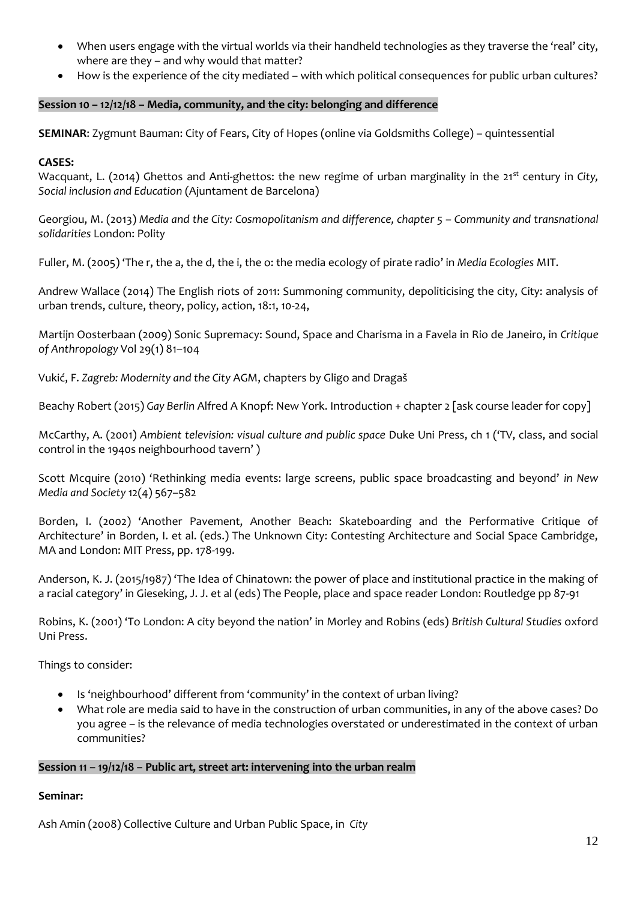- When users engage with the virtual worlds via their handheld technologies as they traverse the 'real' city, where are they – and why would that matter?
- How is the experience of the city mediated – with which political consequences for public urban cultures?

**Session 10 – 12/12/18 – Media, community, and the city: belonging and difference**

**SEMINAR**: Zygmunt Bauman: City of Fears, City of Hopes (online via Goldsmiths College) – quintessential

**CASES:**

Wacquant, L. (2014) Ghettos and Anti-ghettos: the new regime of urban marginality in the 21st century in *City, Social inclusion and Education* (Ajuntament de Barcelona)

Georgiou, M. (2013) *Media and the City: Cosmopolitanism and difference, chapter 5 – Community and transnational solidarities* London: Polity

Fuller, M. (2005) 'The r, the a, the d, the i, the o: the media ecology of pirate radio' in *Media Ecologies* MIT.

Andrew Wallace (2014) The English riots of 2011: Summoning community, depoliticising the city, City: analysis of urban trends, culture, theory, policy, action, 18:1, 10-24,

Martijn Oosterbaan (2009) Sonic Supremacy: Sound, Space and Charisma in a Favela in Rio de Janeiro, in *Critique of Anthropology* Vol 29(1) 81–104

Vukić, F. *Zagreb: Modernity and the City* AGM, chapters by Gligo and Dragaš

Beachy Robert (2015) *Gay Berlin* Alfred A Knopf: New York. Introduction + chapter 2 [ask course leader for copy]

McCarthy, A. (2001) *Ambient television: visual culture and public space* Duke Uni Press, ch 1 ('TV, class, and social control in the 1940s neighbourhood tavern' )

Scott Mcquire (2010) 'Rethinking media events: large screens, public space broadcasting and beyond' *in New Media and Society* 12(4) 567–582

Borden, I. (2002) 'Another Pavement, Another Beach: Skateboarding and the Performative Critique of Architecture' in Borden, I. et al. (eds.) The Unknown City: Contesting Architecture and Social Space Cambridge, MA and London: MIT Press, pp. 178-199.

Anderson, K. J. (2015/1987) 'The Idea of Chinatown: the power of place and institutional practice in the making of a racial category' in Gieseking, J. J. et al (eds) The People, place and space reader London: Routledge pp 87-91

Robins, K. (2001) 'To London: A city beyond the nation' in Morley and Robins (eds) *British Cultural Studies* oxford Uni Press.

Things to consider:

- Is 'neighbourhood' different from 'community' in the context of urban living?
- What role are media said to have in the construction of urban communities, in any of the above cases? Do you agree – is the relevance of media technologies overstated or underestimated in the context of urban communities?

**Session 11 – 19/12/18 – Public art, street art: intervening into the urban realm**

**Seminar:**

Ash Amin (2008) Collective Culture and Urban Public Space, in *City*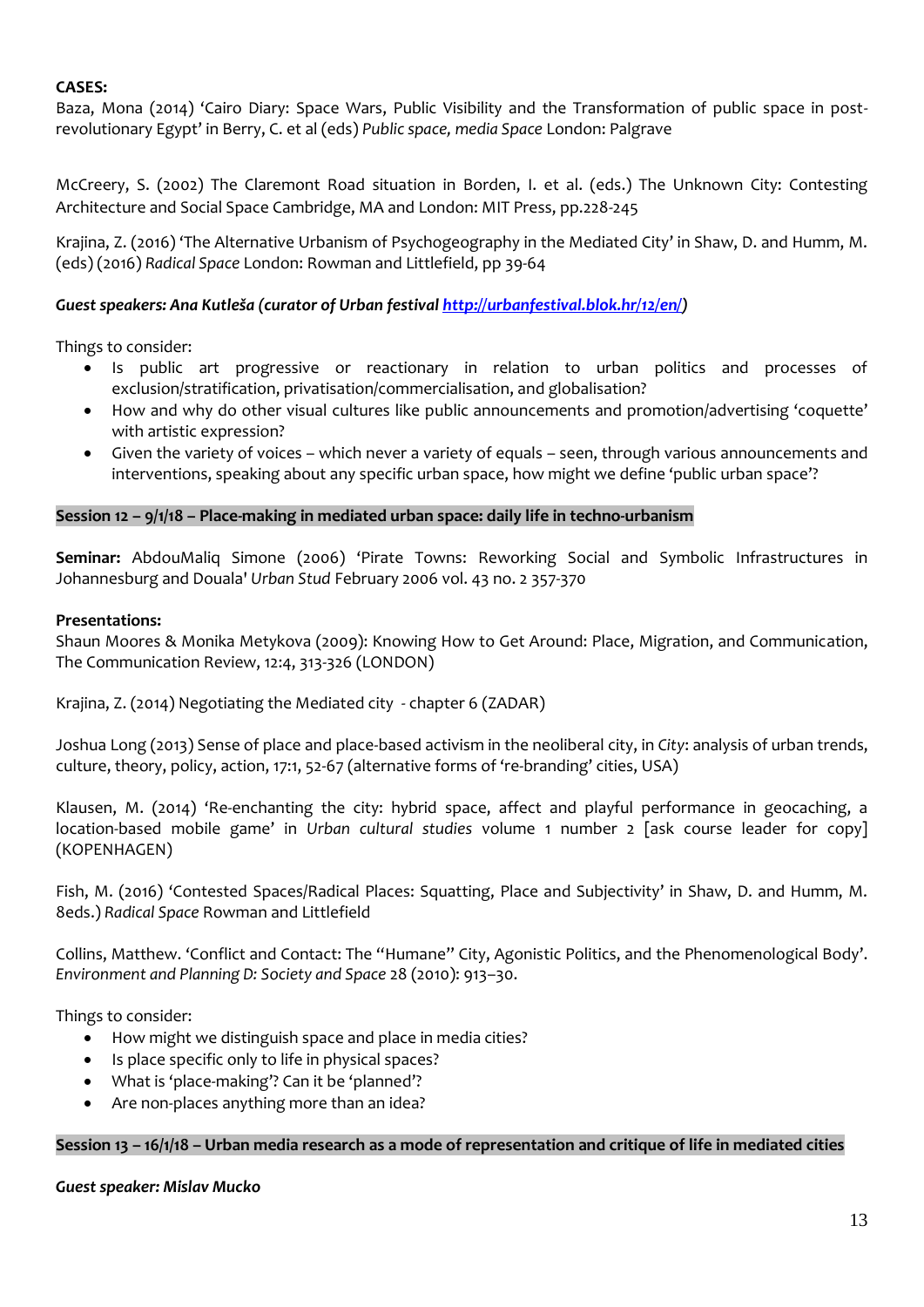**CASES:**

Baza, Mona (2014) 'Cairo Diary: Space Wars, Public Visibility and the Transformation of public space in post-revolutionary Egypt' in Berry, C. et al (eds) *Public space, media Space* London: Palgrave

McCreery, S. (2002) The Claremont Road situation in Borden, I. et al. (eds.) The Unknown City: Contesting Architecture and Social Space Cambridge, MA and London: MIT Press, pp.228-245

Krajina, Z. (2016) 'The Alternative Urbanism of Psychogeography in the Mediated City' in Shaw, D. and Humm, M. (eds) (2016) *Radical Space* London: Rowman and Littlefield, pp 39-64

***Guest speakers: Ana Kutleša (curator of Urban festival [http://urbanfestival.blok.hr/12/en/](http://urbanfestival.blok.hr/12/en/))***

Things to consider:

- Is public art progressive or reactionary in relation to urban politics and processes of exclusion/stratification, privatisation/commercialisation, and globalisation?
- How and why do other visual cultures like public announcements and promotion/advertising 'coquette' with artistic expression?
- Given the variety of voices – which never a variety of equals – seen, through various announcements and interventions, speaking about any specific urban space, how might we define 'public urban space'?

**Session 12 – 9/1/18 – Place-making in mediated urban space: daily life in techno-urbanism**

**Seminar:** AbdouMaliq Simone (2006) 'Pirate Towns: Reworking Social and Symbolic Infrastructures in Johannesburg and Douala' *Urban Stud* February 2006 vol. 43 no. 2 357-370

**Presentations:**

Shaun Moores & Monika Metykova (2009): Knowing How to Get Around: Place, Migration, and Communication, The Communication Review, 12:4, 313-326 (LONDON)

Krajina, Z. (2014) Negotiating the Mediated city - chapter 6 (ZADAR)

Joshua Long (2013) Sense of place and place-based activism in the neoliberal city, in *City*: analysis of urban trends, culture, theory, policy, action, 17:1, 52-67 (alternative forms of 're-branding' cities, USA)

Klausen, M. (2014) 'Re-enchanting the city: hybrid space, affect and playful performance in geocaching, a location-based mobile game' in *Urban cultural studies* volume 1 number 2 [ask course leader for copy] (KOPENHAGEN)

Fish, M. (2016) 'Contested Spaces/Radical Places: Squatting, Place and Subjectivity' in Shaw, D. and Humm, M. 8eds.) *Radical Space* Rowman and Littlefield

Collins, Matthew. 'Conflict and Contact: The "Humane" City, Agonistic Politics, and the Phenomenological Body'. *Environment and Planning D: Society and Space* 28 (2010): 913–30.

Things to consider:

- How might we distinguish space and place in media cities?
- Is place specific only to life in physical spaces?
- What is 'place-making'? Can it be 'planned'?
- Are non-places anything more than an idea?

**Session 13 – 16/1/18 – Urban media research as a mode of representation and critique of life in mediated cities**

***Guest speaker: Mislav Mucko***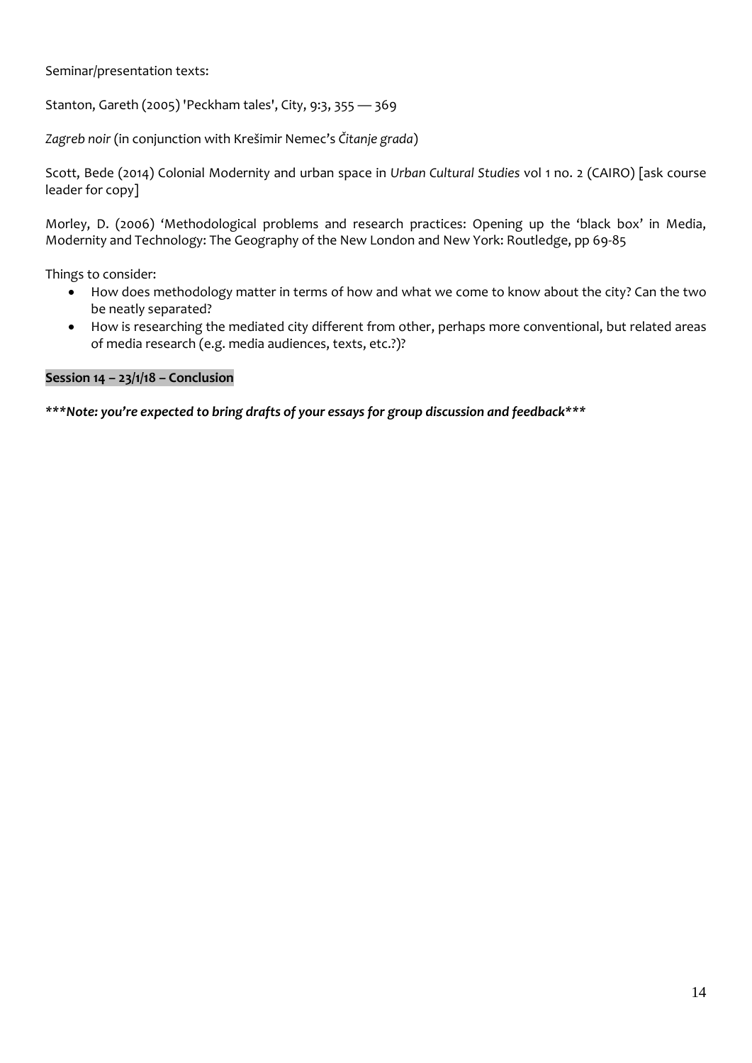Seminar/presentation texts:

Stanton, Gareth (2005) 'Peckham tales', City, 9:3, 355 — 369

*Zagreb noir* (in conjunction with Krešimir Nemec's *Čitanje grada*)

Scott, Bede (2014) Colonial Modernity and urban space in *Urban Cultural Studies* vol 1 no. 2 (CAIRO) [ask course leader for copy]

Morley, D. (2006) 'Methodological problems and research practices: Opening up the 'black box' in Media, Modernity and Technology: The Geography of the New London and New York: Routledge, pp 69-85

Things to consider:

- How does methodology matter in terms of how and what we come to know about the city? Can the two be neatly separated?
- How is researching the mediated city different from other, perhaps more conventional, but related areas of media research (e.g. media audiences, texts, etc.?)?

**Session 14 – 23/1/18 – Conclusion**

***\*\*\*Note: you're expected to bring drafts of your essays for group discussion and feedback\*\*\****